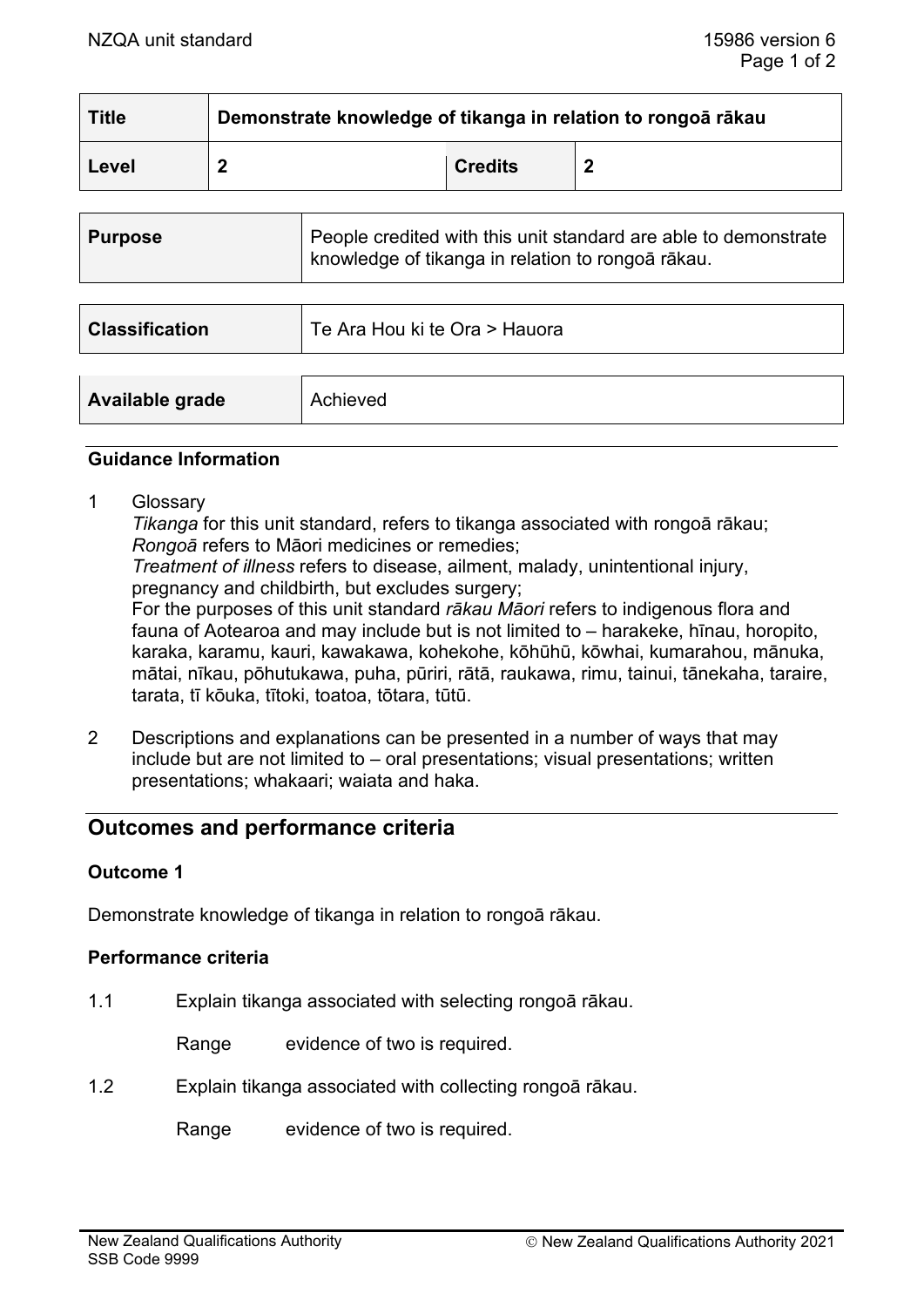| Title | Demonstrate knowledge of tikanga in relation to rongoā rākau | | |
|---|---|---|---|
| Level | 2 | Credits | 2 |

| Purpose | People credited with this unit standard are able to demonstrate knowledge of tikanga in relation to rongoā rākau. |
|---|---|

| Classification | Te Ara Hou ki te Ora > Hauora |
|---|---|

| Available grade | Achieved |
|---|---|

### Guidance Information

1 Glossary
*Tikanga* for this unit standard, refers to tikanga associated with rongoā rākau;
*Rongoā* refers to Māori medicines or remedies;
*Treatment of illness* refers to disease, ailment, malady, unintentional injury, pregnancy and childbirth, but excludes surgery;
For the purposes of this unit standard *rākau Māori* refers to indigenous flora and fauna of Aotearoa and may include but is not limited to – harakeke, hīnau, horopito, karaka, karamu, kauri, kawakawa, kohekohe, kōhūhū, kōwhai, kumarahou, mānuka, mātai, nīkau, pōhutukawa, puha, pūriri, rātā, raukawa, rimu, tainui, tānekaha, taraire, tarata, tī kōuka, tītoki, toatoa, tōtara, tūtū.

2 Descriptions and explanations can be presented in a number of ways that may include but are not limited to – oral presentations; visual presentations; written presentations; whakaari; waiata and haka.

## Outcomes and performance criteria

### Outcome 1

Demonstrate knowledge of tikanga in relation to rongoā rākau.

### Performance criteria

1.1 Explain tikanga associated with selecting rongoā rākau.

Range evidence of two is required.

1.2 Explain tikanga associated with collecting rongoā rākau.

Range evidence of two is required.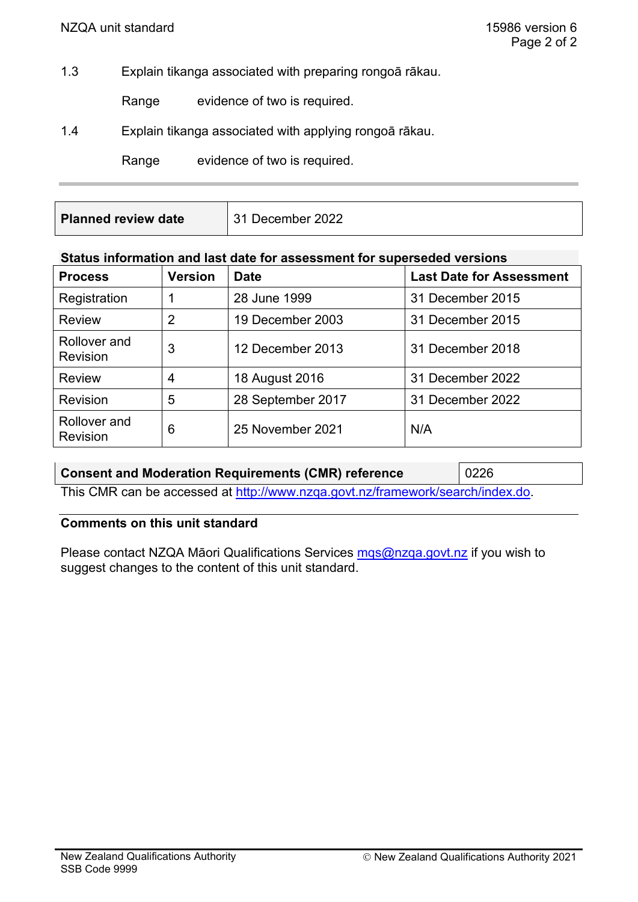1.3 Explain tikanga associated with preparing rongoā rākau.

Range evidence of two is required.

1.4 Explain tikanga associated with applying rongoā rākau.

Range evidence of two is required.

| | |
|---|---|
| **Planned review date** | 31 December 2022 |

**Status information and last date for assessment for superseded versions**

| Process | Version | Date | Last Date for Assessment |
|---|---|---|---|
| Registration | 1 | 28 June 1999 | 31 December 2015 |
| Review | 2 | 19 December 2003 | 31 December 2015 |
| Rollover and Revision | 3 | 12 December 2013 | 31 December 2018 |
| Review | 4 | 18 August 2016 | 31 December 2022 |
| Revision | 5 | 28 September 2017 | 31 December 2022 |
| Rollover and Revision | 6 | 25 November 2021 | N/A |

| | |
|---|---|
| **Consent and Moderation Requirements (CMR) reference** | 0226 |

This CMR can be accessed at http://www.nzqa.govt.nz/framework/search/index.do.

**Comments on this unit standard**

Please contact NZQA Māori Qualifications Services mqs@nzqa.govt.nz if you wish to suggest changes to the content of this unit standard.